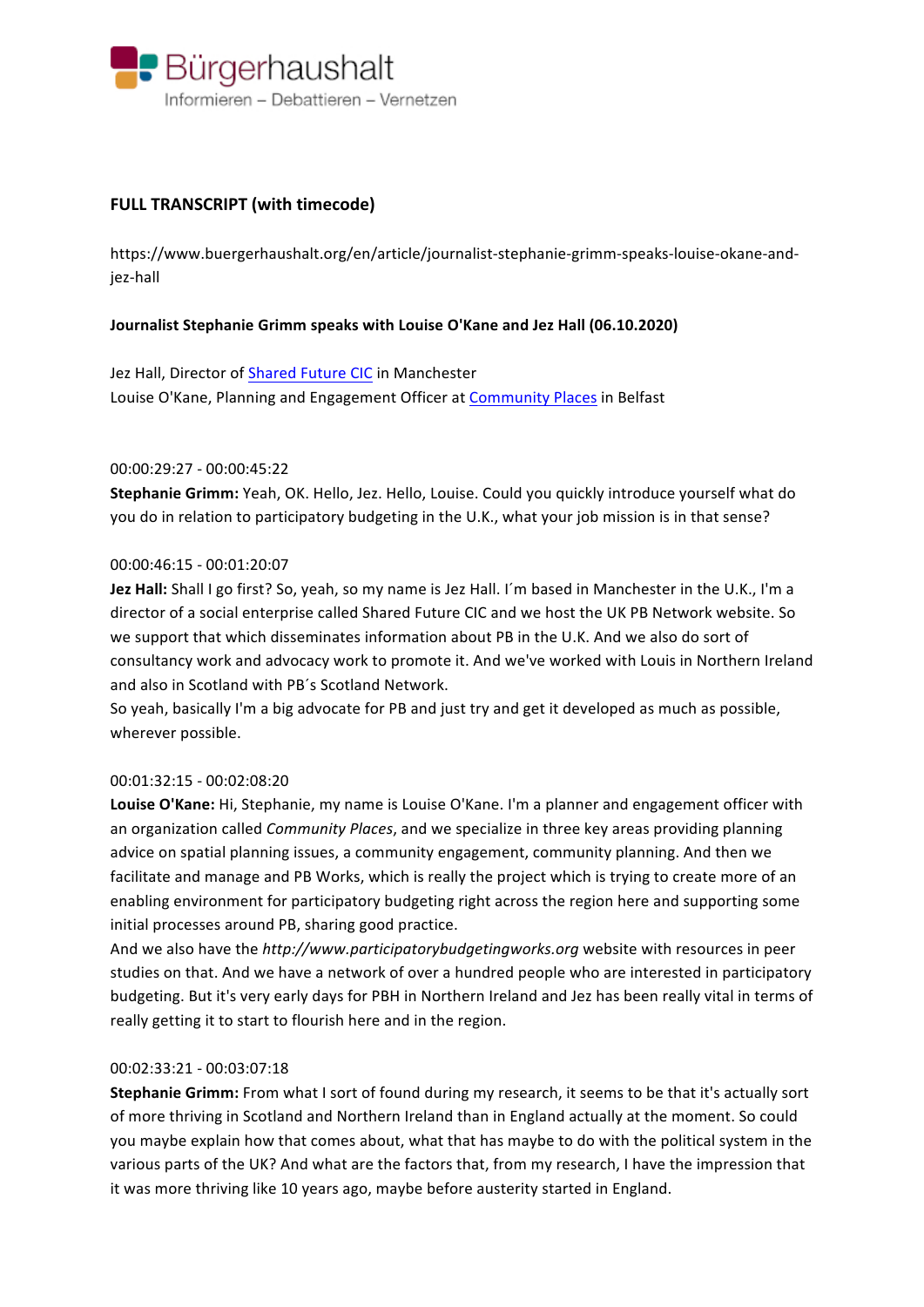Bürgerhaushalt
Informieren – Debattieren – Vernetzen

**FULL TRANSCRIPT (with timecode)**

https://www.buergerhaushalt.org/en/article/journalist-stephanie-grimm-speaks-louise-okane-and-jez-hall

**Journalist Stephanie Grimm speaks with Louise O'Kane and Jez Hall (06.10.2020)**

Jez Hall, Director of Shared Future CIC in Manchester
Louise O'Kane, Planning and Engagement Officer at Community Places in Belfast

00:00:29:27 - 00:00:45:22
**Stephanie Grimm:** Yeah, OK. Hello, Jez. Hello, Louise. Could you quickly introduce yourself what do you do in relation to participatory budgeting in the U.K., what your job mission is in that sense?

00:00:46:15 - 00:01:20:07
**Jez Hall:** Shall I go first? So, yeah, so my name is Jez Hall. I´m based in Manchester in the U.K., I'm a director of a social enterprise called Shared Future CIC and we host the UK PB Network website. So we support that which disseminates information about PB in the U.K. And we also do sort of consultancy work and advocacy work to promote it. And we've worked with Louis in Northern Ireland and also in Scotland with PB´s Scotland Network.
So yeah, basically I'm a big advocate for PB and just try and get it developed as much as possible, wherever possible.

00:01:32:15 - 00:02:08:20
**Louise O'Kane:** Hi, Stephanie, my name is Louise O'Kane. I'm a planner and engagement officer with an organization called *Community Places*, and we specialize in three key areas providing planning advice on spatial planning issues, a community engagement, community planning. And then we facilitate and manage and PB Works, which is really the project which is trying to create more of an enabling environment for participatory budgeting right across the region here and supporting some initial processes around PB, sharing good practice.
And we also have the *http://www.participatorybudgetingworks.org* website with resources in peer studies on that. And we have a network of over a hundred people who are interested in participatory budgeting. But it's very early days for PBH in Northern Ireland and Jez has been really vital in terms of really getting it to start to flourish here and in the region.

00:02:33:21 - 00:03:07:18
**Stephanie Grimm:** From what I sort of found during my research, it seems to be that it's actually sort of more thriving in Scotland and Northern Ireland than in England actually at the moment. So could you maybe explain how that comes about, what that has maybe to do with the political system in the various parts of the UK? And what are the factors that, from my research, I have the impression that it was more thriving like 10 years ago, maybe before austerity started in England.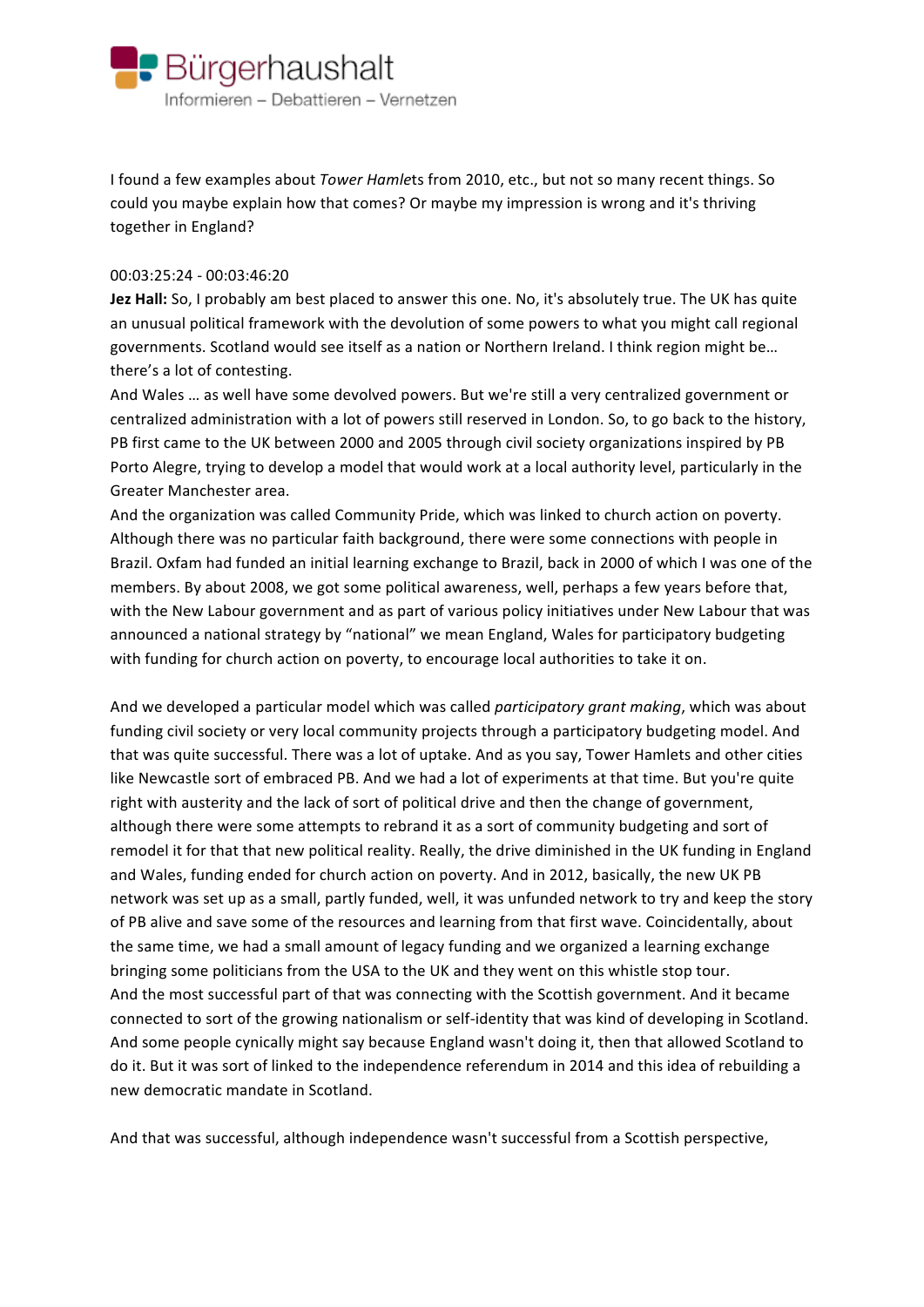I found a few examples about *Tower Hamlet*s from 2010, etc., but not so many recent things. So could you maybe explain how that comes? Or maybe my impression is wrong and it's thriving together in England?

00:03:25:24 - 00:03:46:20

**Jez Hall:** So, I probably am best placed to answer this one. No, it's absolutely true. The UK has quite an unusual political framework with the devolution of some powers to what you might call regional governments. Scotland would see itself as a nation or Northern Ireland. I think region might be… there's a lot of contesting.

And Wales … as well have some devolved powers. But we're still a very centralized government or centralized administration with a lot of powers still reserved in London. So, to go back to the history, PB first came to the UK between 2000 and 2005 through civil society organizations inspired by PB Porto Alegre, trying to develop a model that would work at a local authority level, particularly in the Greater Manchester area.

And the organization was called Community Pride, which was linked to church action on poverty. Although there was no particular faith background, there were some connections with people in Brazil. Oxfam had funded an initial learning exchange to Brazil, back in 2000 of which I was one of the members. By about 2008, we got some political awareness, well, perhaps a few years before that, with the New Labour government and as part of various policy initiatives under New Labour that was announced a national strategy by "national" we mean England, Wales for participatory budgeting with funding for church action on poverty, to encourage local authorities to take it on.

And we developed a particular model which was called *participatory grant making*, which was about funding civil society or very local community projects through a participatory budgeting model. And that was quite successful. There was a lot of uptake. And as you say, Tower Hamlets and other cities like Newcastle sort of embraced PB. And we had a lot of experiments at that time. But you're quite right with austerity and the lack of sort of political drive and then the change of government, although there were some attempts to rebrand it as a sort of community budgeting and sort of remodel it for that that new political reality. Really, the drive diminished in the UK funding in England and Wales, funding ended for church action on poverty. And in 2012, basically, the new UK PB network was set up as a small, partly funded, well, it was unfunded network to try and keep the story of PB alive and save some of the resources and learning from that first wave. Coincidentally, about the same time, we had a small amount of legacy funding and we organized a learning exchange bringing some politicians from the USA to the UK and they went on this whistle stop tour.

And the most successful part of that was connecting with the Scottish government. And it became connected to sort of the growing nationalism or self-identity that was kind of developing in Scotland. And some people cynically might say because England wasn't doing it, then that allowed Scotland to do it. But it was sort of linked to the independence referendum in 2014 and this idea of rebuilding a new democratic mandate in Scotland.

And that was successful, although independence wasn't successful from a Scottish perspective,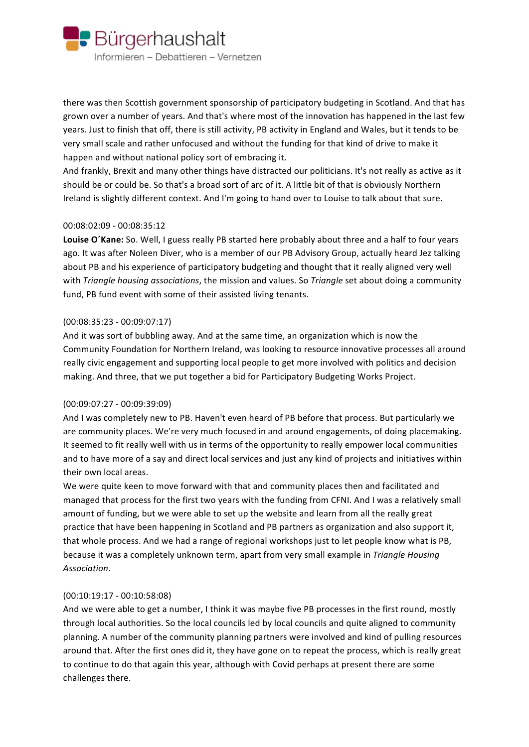there was then Scottish government sponsorship of participatory budgeting in Scotland. And that has grown over a number of years. And that's where most of the innovation has happened in the last few years. Just to finish that off, there is still activity, PB activity in England and Wales, but it tends to be very small scale and rather unfocused and without the funding for that kind of drive to make it happen and without national policy sort of embracing it.
And frankly, Brexit and many other things have distracted our politicians. It's not really as active as it should be or could be. So that's a broad sort of arc of it. A little bit of that is obviously Northern Ireland is slightly different context. And I'm going to hand over to Louise to talk about that sure.

00:08:02:09 - 00:08:35:12
**Louise O´Kane:** So. Well, I guess really PB started here probably about three and a half to four years ago. It was after Noleen Diver, who is a member of our PB Advisory Group, actually heard Jez talking about PB and his experience of participatory budgeting and thought that it really aligned very well with *Triangle housing associations*, the mission and values. So *Triangle* set about doing a community fund, PB fund event with some of their assisted living tenants.

(00:08:35:23 - 00:09:07:17)
And it was sort of bubbling away. And at the same time, an organization which is now the Community Foundation for Northern Ireland, was looking to resource innovative processes all around really civic engagement and supporting local people to get more involved with politics and decision making. And three, that we put together a bid for Participatory Budgeting Works Project.

(00:09:07:27 - 00:09:39:09)
And I was completely new to PB. Haven't even heard of PB before that process. But particularly we are community places. We're very much focused in and around engagements, of doing placemaking. It seemed to fit really well with us in terms of the opportunity to really empower local communities and to have more of a say and direct local services and just any kind of projects and initiatives within their own local areas.
We were quite keen to move forward with that and community places then and facilitated and managed that process for the first two years with the funding from CFNI. And I was a relatively small amount of funding, but we were able to set up the website and learn from all the really great practice that have been happening in Scotland and PB partners as organization and also support it, that whole process. And we had a range of regional workshops just to let people know what is PB, because it was a completely unknown term, apart from very small example in *Triangle Housing Association*.

(00:10:19:17 - 00:10:58:08)
And we were able to get a number, I think it was maybe five PB processes in the first round, mostly through local authorities. So the local councils led by local councils and quite aligned to community planning. A number of the community planning partners were involved and kind of pulling resources around that. After the first ones did it, they have gone on to repeat the process, which is really great to continue to do that again this year, although with Covid perhaps at present there are some challenges there.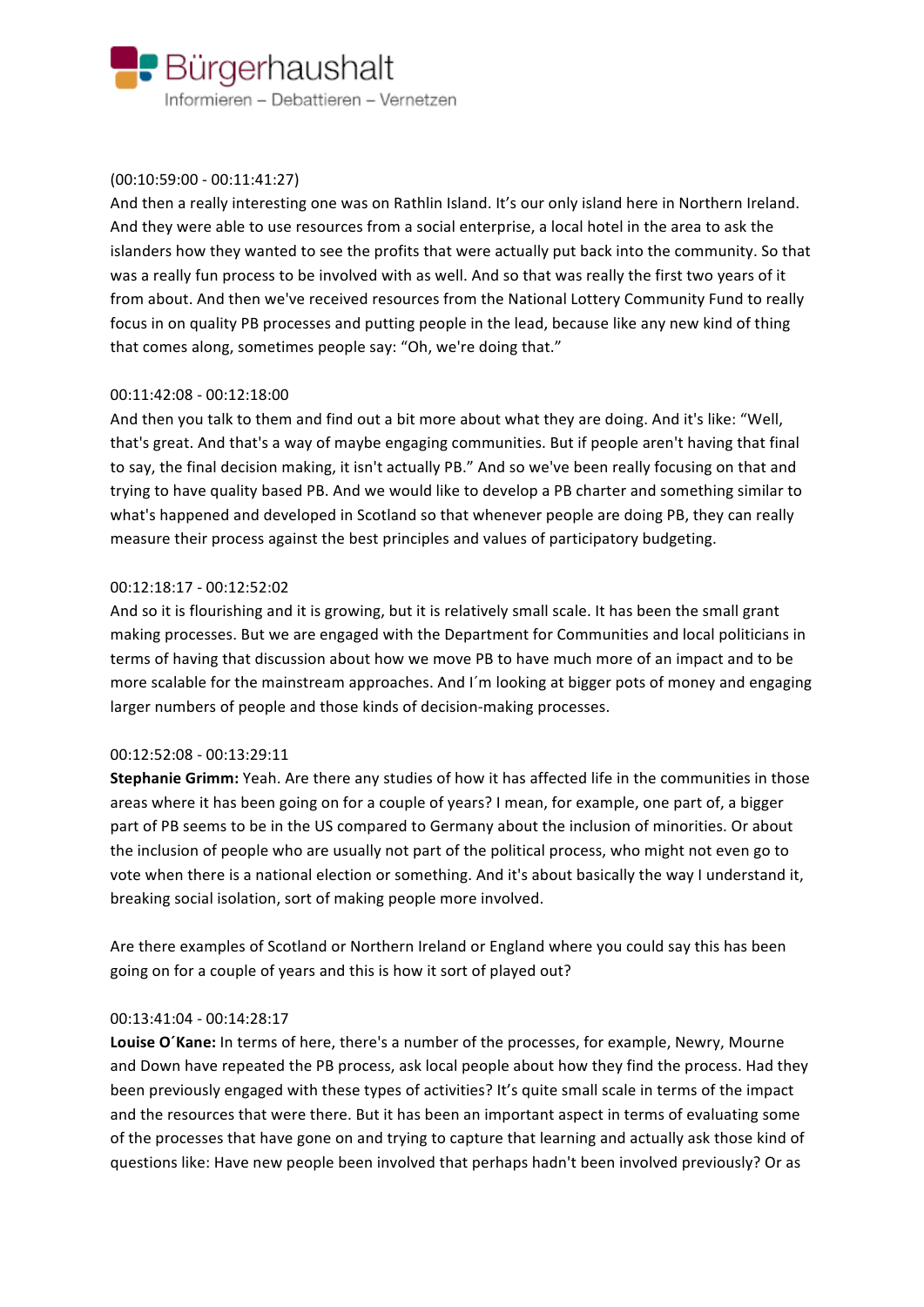(00:10:59:00 - 00:11:41:27)
And then a really interesting one was on Rathlin Island. It's our only island here in Northern Ireland. And they were able to use resources from a social enterprise, a local hotel in the area to ask the islanders how they wanted to see the profits that were actually put back into the community. So that was a really fun process to be involved with as well. And so that was really the first two years of it from about. And then we've received resources from the National Lottery Community Fund to really focus in on quality PB processes and putting people in the lead, because like any new kind of thing that comes along, sometimes people say: "Oh, we're doing that."

00:11:42:08 - 00:12:18:00
And then you talk to them and find out a bit more about what they are doing. And it's like: "Well, that's great. And that's a way of maybe engaging communities. But if people aren't having that final to say, the final decision making, it isn't actually PB." And so we've been really focusing on that and trying to have quality based PB. And we would like to develop a PB charter and something similar to what's happened and developed in Scotland so that whenever people are doing PB, they can really measure their process against the best principles and values of participatory budgeting.

00:12:18:17 - 00:12:52:02
And so it is flourishing and it is growing, but it is relatively small scale. It has been the small grant making processes. But we are engaged with the Department for Communities and local politicians in terms of having that discussion about how we move PB to have much more of an impact and to be more scalable for the mainstream approaches. And I´m looking at bigger pots of money and engaging larger numbers of people and those kinds of decision-making processes.

00:12:52:08 - 00:13:29:11
**Stephanie Grimm:** Yeah. Are there any studies of how it has affected life in the communities in those areas where it has been going on for a couple of years? I mean, for example, one part of, a bigger part of PB seems to be in the US compared to Germany about the inclusion of minorities. Or about the inclusion of people who are usually not part of the political process, who might not even go to vote when there is a national election or something. And it's about basically the way I understand it, breaking social isolation, sort of making people more involved.

Are there examples of Scotland or Northern Ireland or England where you could say this has been going on for a couple of years and this is how it sort of played out?

00:13:41:04 - 00:14:28:17
**Louise O´Kane:** In terms of here, there's a number of the processes, for example, Newry, Mourne and Down have repeated the PB process, ask local people about how they find the process. Had they been previously engaged with these types of activities? It's quite small scale in terms of the impact and the resources that were there. But it has been an important aspect in terms of evaluating some of the processes that have gone on and trying to capture that learning and actually ask those kind of questions like: Have new people been involved that perhaps hadn't been involved previously? Or as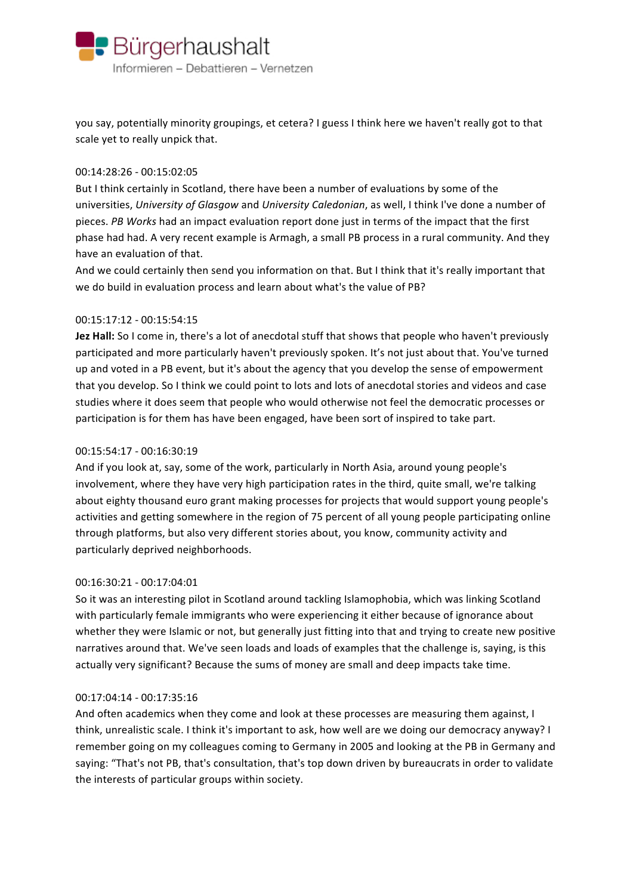you say, potentially minority groupings, et cetera? I guess I think here we haven't really got to that scale yet to really unpick that.

00:14:28:26 - 00:15:02:05

But I think certainly in Scotland, there have been a number of evaluations by some of the universities, *University of Glasgow* and *University Caledonian*, as well, I think I've done a number of pieces. *PB Works* had an impact evaluation report done just in terms of the impact that the first phase had had. A very recent example is Armagh, a small PB process in a rural community. And they have an evaluation of that.
And we could certainly then send you information on that. But I think that it's really important that we do build in evaluation process and learn about what's the value of PB?

00:15:17:12 - 00:15:54:15

**Jez Hall:** So I come in, there's a lot of anecdotal stuff that shows that people who haven't previously participated and more particularly haven't previously spoken. It's not just about that. You've turned up and voted in a PB event, but it's about the agency that you develop the sense of empowerment that you develop. So I think we could point to lots and lots of anecdotal stories and videos and case studies where it does seem that people who would otherwise not feel the democratic processes or participation is for them has have been engaged, have been sort of inspired to take part.

00:15:54:17 - 00:16:30:19

And if you look at, say, some of the work, particularly in North Asia, around young people's involvement, where they have very high participation rates in the third, quite small, we're talking about eighty thousand euro grant making processes for projects that would support young people's activities and getting somewhere in the region of 75 percent of all young people participating online through platforms, but also very different stories about, you know, community activity and particularly deprived neighborhoods.

00:16:30:21 - 00:17:04:01

So it was an interesting pilot in Scotland around tackling Islamophobia, which was linking Scotland with particularly female immigrants who were experiencing it either because of ignorance about whether they were Islamic or not, but generally just fitting into that and trying to create new positive narratives around that. We've seen loads and loads of examples that the challenge is, saying, is this actually very significant? Because the sums of money are small and deep impacts take time.

00:17:04:14 - 00:17:35:16

And often academics when they come and look at these processes are measuring them against, I think, unrealistic scale. I think it's important to ask, how well are we doing our democracy anyway? I remember going on my colleagues coming to Germany in 2005 and looking at the PB in Germany and saying: "That's not PB, that's consultation, that's top down driven by bureaucrats in order to validate the interests of particular groups within society.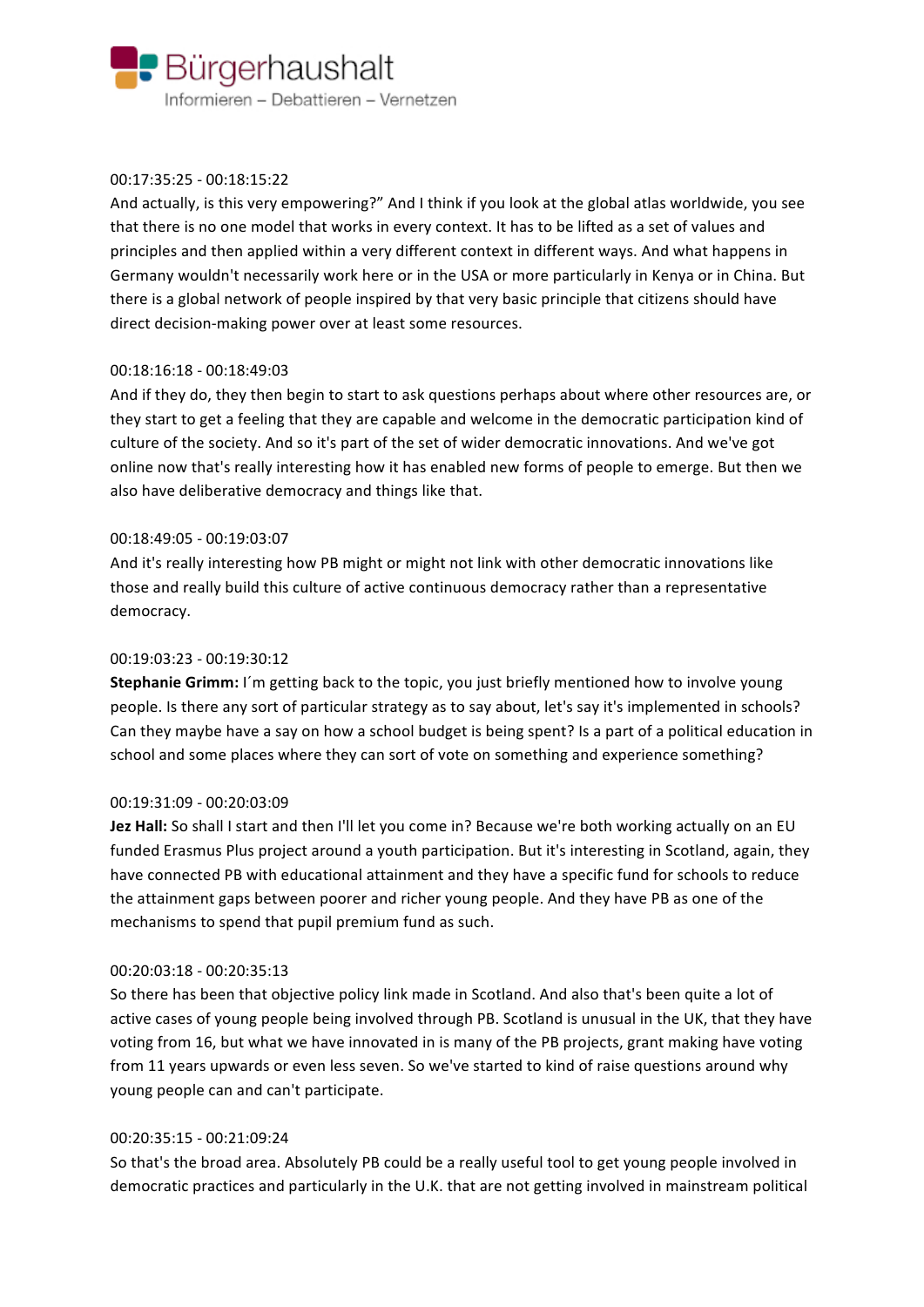00:17:35:25 - 00:18:15:22

And actually, is this very empowering?" And I think if you look at the global atlas worldwide, you see that there is no one model that works in every context. It has to be lifted as a set of values and principles and then applied within a very different context in different ways. And what happens in Germany wouldn't necessarily work here or in the USA or more particularly in Kenya or in China. But there is a global network of people inspired by that very basic principle that citizens should have direct decision-making power over at least some resources.

00:18:16:18 - 00:18:49:03

And if they do, they then begin to start to ask questions perhaps about where other resources are, or they start to get a feeling that they are capable and welcome in the democratic participation kind of culture of the society. And so it's part of the set of wider democratic innovations. And we've got online now that's really interesting how it has enabled new forms of people to emerge. But then we also have deliberative democracy and things like that.

00:18:49:05 - 00:19:03:07

And it's really interesting how PB might or might not link with other democratic innovations like those and really build this culture of active continuous democracy rather than a representative democracy.

00:19:03:23 - 00:19:30:12

**Stephanie Grimm:** I´m getting back to the topic, you just briefly mentioned how to involve young people. Is there any sort of particular strategy as to say about, let's say it's implemented in schools? Can they maybe have a say on how a school budget is being spent? Is a part of a political education in school and some places where they can sort of vote on something and experience something?

00:19:31:09 - 00:20:03:09

**Jez Hall:** So shall I start and then I'll let you come in? Because we're both working actually on an EU funded Erasmus Plus project around a youth participation. But it's interesting in Scotland, again, they have connected PB with educational attainment and they have a specific fund for schools to reduce the attainment gaps between poorer and richer young people. And they have PB as one of the mechanisms to spend that pupil premium fund as such.

00:20:03:18 - 00:20:35:13

So there has been that objective policy link made in Scotland. And also that's been quite a lot of active cases of young people being involved through PB. Scotland is unusual in the UK, that they have voting from 16, but what we have innovated in is many of the PB projects, grant making have voting from 11 years upwards or even less seven. So we've started to kind of raise questions around why young people can and can't participate.

00:20:35:15 - 00:21:09:24

So that's the broad area. Absolutely PB could be a really useful tool to get young people involved in democratic practices and particularly in the U.K. that are not getting involved in mainstream political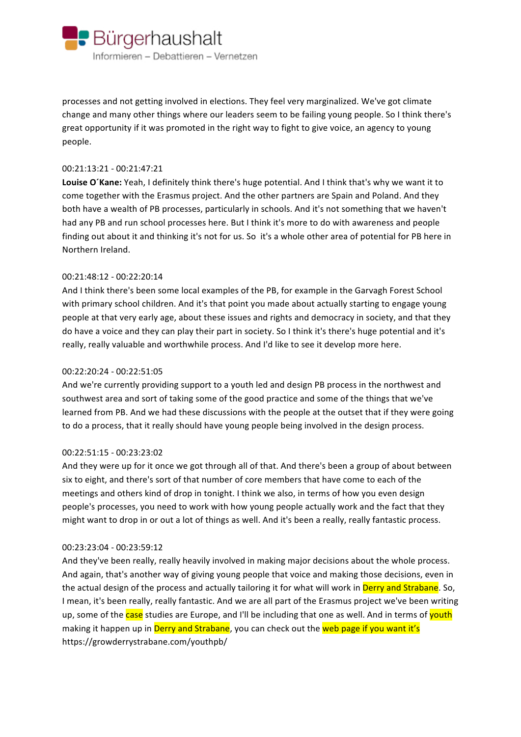processes and not getting involved in elections. They feel very marginalized. We've got climate change and many other things where our leaders seem to be failing young people. So I think there's great opportunity if it was promoted in the right way to fight to give voice, an agency to young people.

00:21:13:21 - 00:21:47:21

**Louise O´Kane:** Yeah, I definitely think there's huge potential. And I think that's why we want it to come together with the Erasmus project. And the other partners are Spain and Poland. And they both have a wealth of PB processes, particularly in schools. And it's not something that we haven't had any PB and run school processes here. But I think it's more to do with awareness and people finding out about it and thinking it's not for us. So it's a whole other area of potential for PB here in Northern Ireland.

00:21:48:12 - 00:22:20:14

And I think there's been some local examples of the PB, for example in the Garvagh Forest School with primary school children. And it's that point you made about actually starting to engage young people at that very early age, about these issues and rights and democracy in society, and that they do have a voice and they can play their part in society. So I think it's there's huge potential and it's really, really valuable and worthwhile process. And I'd like to see it develop more here.

00:22:20:24 - 00:22:51:05

And we're currently providing support to a youth led and design PB process in the northwest and southwest area and sort of taking some of the good practice and some of the things that we've learned from PB. And we had these discussions with the people at the outset that if they were going to do a process, that it really should have young people being involved in the design process.

00:22:51:15 - 00:23:23:02

And they were up for it once we got through all of that. And there's been a group of about between six to eight, and there's sort of that number of core members that have come to each of the meetings and others kind of drop in tonight. I think we also, in terms of how you even design people's processes, you need to work with how young people actually work and the fact that they might want to drop in or out a lot of things as well. And it's been a really, really fantastic process.

00:23:23:04 - 00:23:59:12

And they've been really, really heavily involved in making major decisions about the whole process. And again, that's another way of giving young people that voice and making those decisions, even in the actual design of the process and actually tailoring it for what will work in Derry and Strabane. So, I mean, it's been really, really fantastic. And we are all part of the Erasmus project we've been writing up, some of the case studies are Europe, and I'll be including that one as well. And in terms of youth making it happen up in Derry and Strabane, you can check out the web page if you want it's https://growderrystrabane.com/youthpb/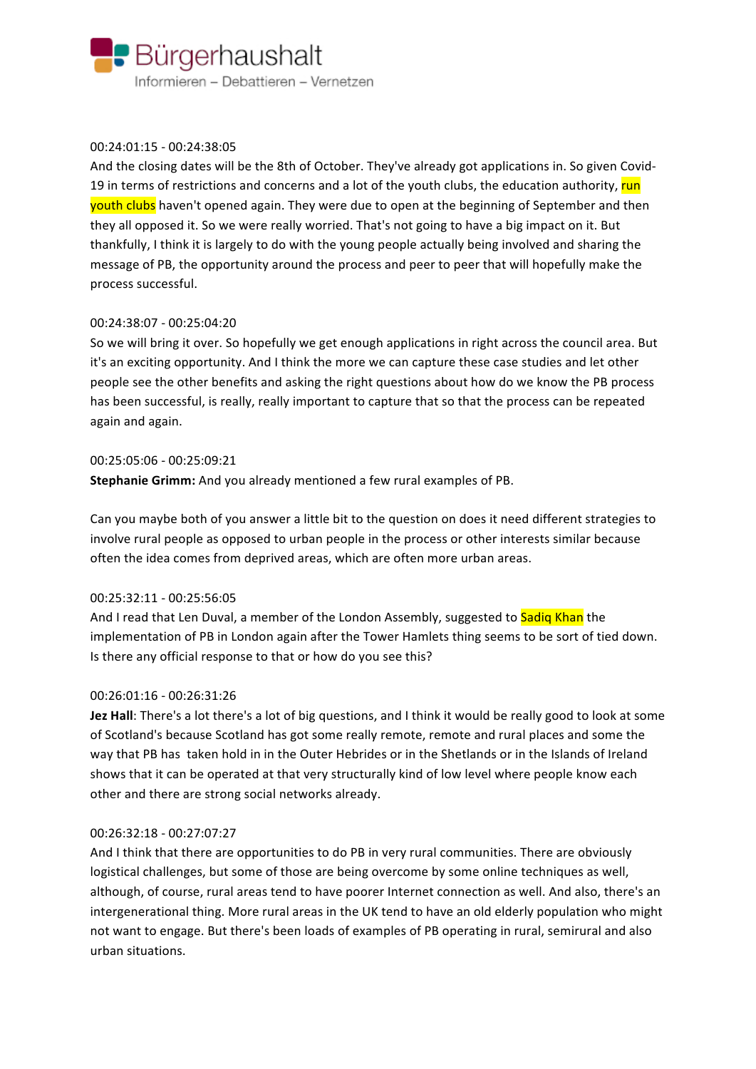00:24:01:15 - 00:24:38:05

And the closing dates will be the 8th of October. They've already got applications in. So given Covid-19 in terms of restrictions and concerns and a lot of the youth clubs, the education authority, run youth clubs haven't opened again. They were due to open at the beginning of September and then they all opposed it. So we were really worried. That's not going to have a big impact on it. But thankfully, I think it is largely to do with the young people actually being involved and sharing the message of PB, the opportunity around the process and peer to peer that will hopefully make the process successful.

00:24:38:07 - 00:25:04:20

So we will bring it over. So hopefully we get enough applications in right across the council area. But it's an exciting opportunity. And I think the more we can capture these case studies and let other people see the other benefits and asking the right questions about how do we know the PB process has been successful, is really, really important to capture that so that the process can be repeated again and again.

00:25:05:06 - 00:25:09:21

**Stephanie Grimm:** And you already mentioned a few rural examples of PB.

Can you maybe both of you answer a little bit to the question on does it need different strategies to involve rural people as opposed to urban people in the process or other interests similar because often the idea comes from deprived areas, which are often more urban areas.

00:25:32:11 - 00:25:56:05

And I read that Len Duval, a member of the London Assembly, suggested to Sadiq Khan the implementation of PB in London again after the Tower Hamlets thing seems to be sort of tied down. Is there any official response to that or how do you see this?

00:26:01:16 - 00:26:31:26

**Jez Hall**: There's a lot there's a lot of big questions, and I think it would be really good to look at some of Scotland's because Scotland has got some really remote, remote and rural places and some the way that PB has taken hold in in the Outer Hebrides or in the Shetlands or in the Islands of Ireland shows that it can be operated at that very structurally kind of low level where people know each other and there are strong social networks already.

00:26:32:18 - 00:27:07:27

And I think that there are opportunities to do PB in very rural communities. There are obviously logistical challenges, but some of those are being overcome by some online techniques as well, although, of course, rural areas tend to have poorer Internet connection as well. And also, there's an intergenerational thing. More rural areas in the UK tend to have an old elderly population who might not want to engage. But there's been loads of examples of PB operating in rural, semirural and also urban situations.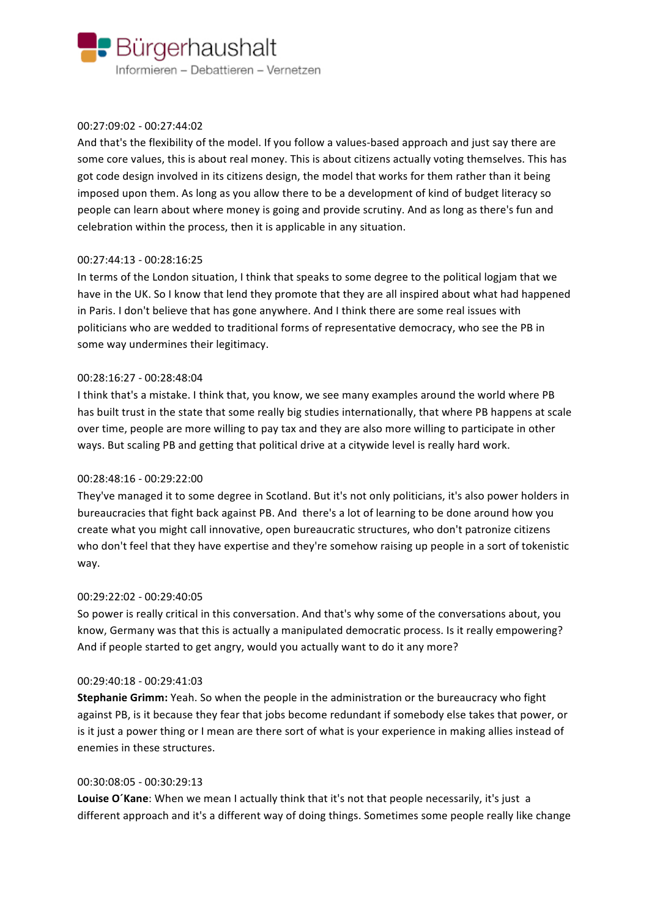00:27:09:02 - 00:27:44:02

And that's the flexibility of the model. If you follow a values-based approach and just say there are some core values, this is about real money. This is about citizens actually voting themselves. This has got code design involved in its citizens design, the model that works for them rather than it being imposed upon them. As long as you allow there to be a development of kind of budget literacy so people can learn about where money is going and provide scrutiny. And as long as there's fun and celebration within the process, then it is applicable in any situation.

00:27:44:13 - 00:28:16:25

In terms of the London situation, I think that speaks to some degree to the political logjam that we have in the UK. So I know that lend they promote that they are all inspired about what had happened in Paris. I don't believe that has gone anywhere. And I think there are some real issues with politicians who are wedded to traditional forms of representative democracy, who see the PB in some way undermines their legitimacy.

00:28:16:27 - 00:28:48:04

I think that's a mistake. I think that, you know, we see many examples around the world where PB has built trust in the state that some really big studies internationally, that where PB happens at scale over time, people are more willing to pay tax and they are also more willing to participate in other ways. But scaling PB and getting that political drive at a citywide level is really hard work.

00:28:48:16 - 00:29:22:00

They've managed it to some degree in Scotland. But it's not only politicians, it's also power holders in bureaucracies that fight back against PB. And there's a lot of learning to be done around how you create what you might call innovative, open bureaucratic structures, who don't patronize citizens who don't feel that they have expertise and they're somehow raising up people in a sort of tokenistic way.

00:29:22:02 - 00:29:40:05

So power is really critical in this conversation. And that's why some of the conversations about, you know, Germany was that this is actually a manipulated democratic process. Is it really empowering? And if people started to get angry, would you actually want to do it any more?

00:29:40:18 - 00:29:41:03

**Stephanie Grimm:** Yeah. So when the people in the administration or the bureaucracy who fight against PB, is it because they fear that jobs become redundant if somebody else takes that power, or is it just a power thing or I mean are there sort of what is your experience in making allies instead of enemies in these structures.

00:30:08:05 - 00:30:29:13

**Louise O´Kane**: When we mean I actually think that it's not that people necessarily, it's just a different approach and it's a different way of doing things. Sometimes some people really like change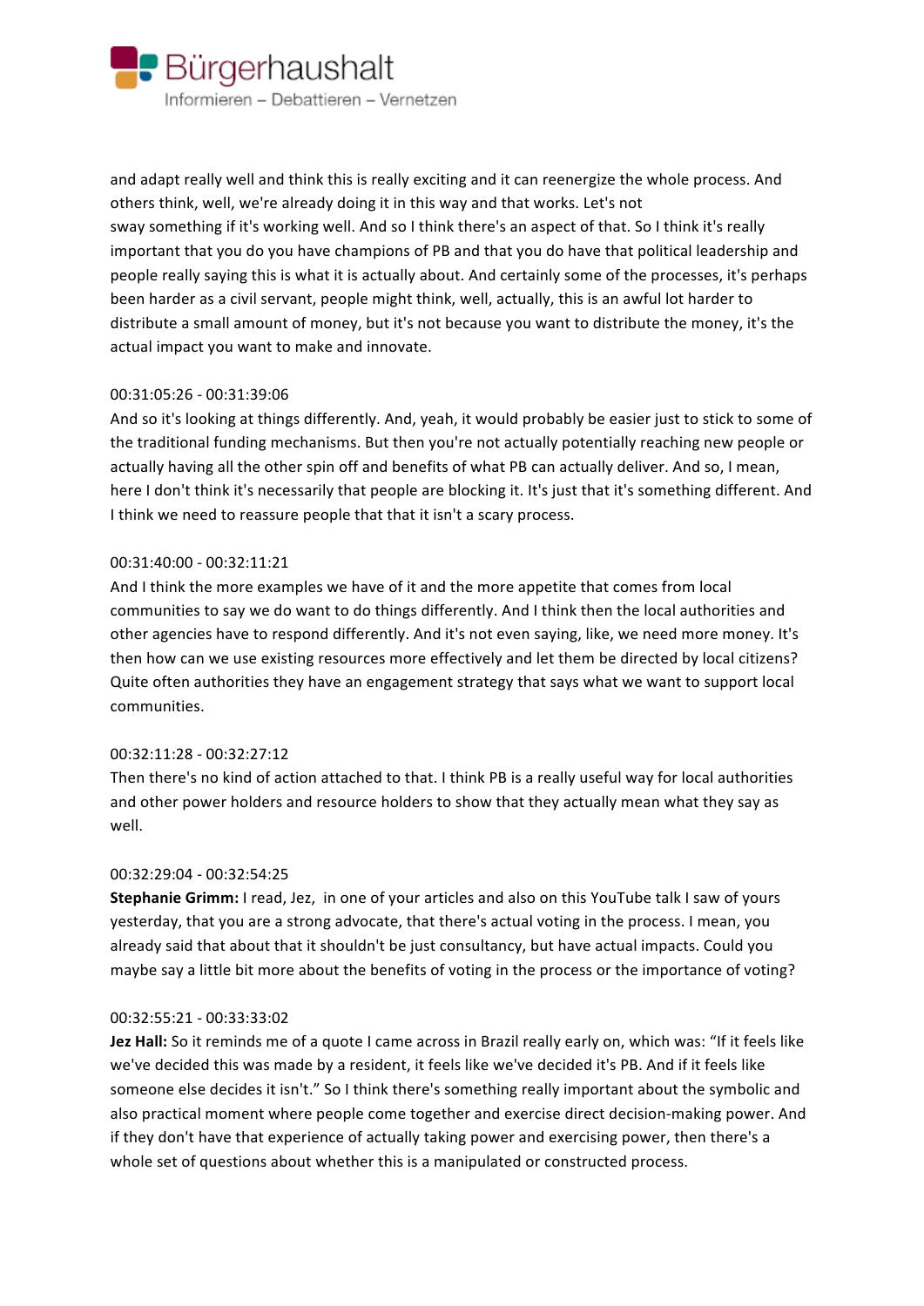and adapt really well and think this is really exciting and it can reenergize the whole process. And others think, well, we're already doing it in this way and that works. Let's not sway something if it's working well. And so I think there's an aspect of that. So I think it's really important that you do you have champions of PB and that you do have that political leadership and people really saying this is what it is actually about. And certainly some of the processes, it's perhaps been harder as a civil servant, people might think, well, actually, this is an awful lot harder to distribute a small amount of money, but it's not because you want to distribute the money, it's the actual impact you want to make and innovate.

00:31:05:26 - 00:31:39:06
And so it's looking at things differently. And, yeah, it would probably be easier just to stick to some of the traditional funding mechanisms. But then you're not actually potentially reaching new people or actually having all the other spin off and benefits of what PB can actually deliver. And so, I mean, here I don't think it's necessarily that people are blocking it. It's just that it's something different. And I think we need to reassure people that that it isn't a scary process.

00:31:40:00 - 00:32:11:21
And I think the more examples we have of it and the more appetite that comes from local communities to say we do want to do things differently. And I think then the local authorities and other agencies have to respond differently. And it's not even saying, like, we need more money. It's then how can we use existing resources more effectively and let them be directed by local citizens? Quite often authorities they have an engagement strategy that says what we want to support local communities.

00:32:11:28 - 00:32:27:12
Then there's no kind of action attached to that. I think PB is a really useful way for local authorities and other power holders and resource holders to show that they actually mean what they say as well.

00:32:29:04 - 00:32:54:25
**Stephanie Grimm:** I read, Jez, in one of your articles and also on this YouTube talk I saw of yours yesterday, that you are a strong advocate, that there's actual voting in the process. I mean, you already said that about that it shouldn't be just consultancy, but have actual impacts. Could you maybe say a little bit more about the benefits of voting in the process or the importance of voting?

00:32:55:21 - 00:33:33:02
**Jez Hall:** So it reminds me of a quote I came across in Brazil really early on, which was: "If it feels like we've decided this was made by a resident, it feels like we've decided it's PB. And if it feels like someone else decides it isn't." So I think there's something really important about the symbolic and also practical moment where people come together and exercise direct decision-making power. And if they don't have that experience of actually taking power and exercising power, then there's a whole set of questions about whether this is a manipulated or constructed process.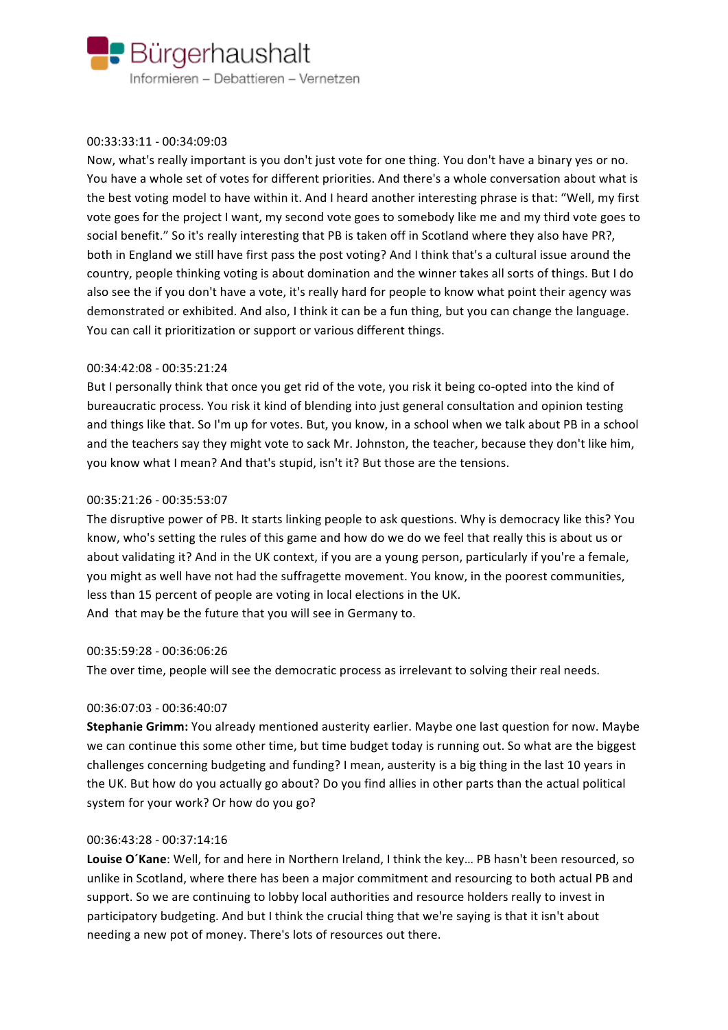00:33:33:11 - 00:34:09:03

Now, what's really important is you don't just vote for one thing. You don't have a binary yes or no. You have a whole set of votes for different priorities. And there's a whole conversation about what is the best voting model to have within it. And I heard another interesting phrase is that: "Well, my first vote goes for the project I want, my second vote goes to somebody like me and my third vote goes to social benefit." So it's really interesting that PB is taken off in Scotland where they also have PR?, both in England we still have first pass the post voting? And I think that's a cultural issue around the country, people thinking voting is about domination and the winner takes all sorts of things. But I do also see the if you don't have a vote, it's really hard for people to know what point their agency was demonstrated or exhibited. And also, I think it can be a fun thing, but you can change the language. You can call it prioritization or support or various different things.

00:34:42:08 - 00:35:21:24

But I personally think that once you get rid of the vote, you risk it being co-opted into the kind of bureaucratic process. You risk it kind of blending into just general consultation and opinion testing and things like that. So I'm up for votes. But, you know, in a school when we talk about PB in a school and the teachers say they might vote to sack Mr. Johnston, the teacher, because they don't like him, you know what I mean? And that's stupid, isn't it? But those are the tensions.

00:35:21:26 - 00:35:53:07

The disruptive power of PB. It starts linking people to ask questions. Why is democracy like this? You know, who's setting the rules of this game and how do we do we feel that really this is about us or about validating it? And in the UK context, if you are a young person, particularly if you're a female, you might as well have not had the suffragette movement. You know, in the poorest communities, less than 15 percent of people are voting in local elections in the UK.
And that may be the future that you will see in Germany to.

00:35:59:28 - 00:36:06:26

The over time, people will see the democratic process as irrelevant to solving their real needs.

00:36:07:03 - 00:36:40:07

**Stephanie Grimm:** You already mentioned austerity earlier. Maybe one last question for now. Maybe we can continue this some other time, but time budget today is running out. So what are the biggest challenges concerning budgeting and funding? I mean, austerity is a big thing in the last 10 years in the UK. But how do you actually go about? Do you find allies in other parts than the actual political system for your work? Or how do you go?

00:36:43:28 - 00:37:14:16

**Louise O´Kane**: Well, for and here in Northern Ireland, I think the key… PB hasn't been resourced, so unlike in Scotland, where there has been a major commitment and resourcing to both actual PB and support. So we are continuing to lobby local authorities and resource holders really to invest in participatory budgeting. And but I think the crucial thing that we're saying is that it isn't about needing a new pot of money. There's lots of resources out there.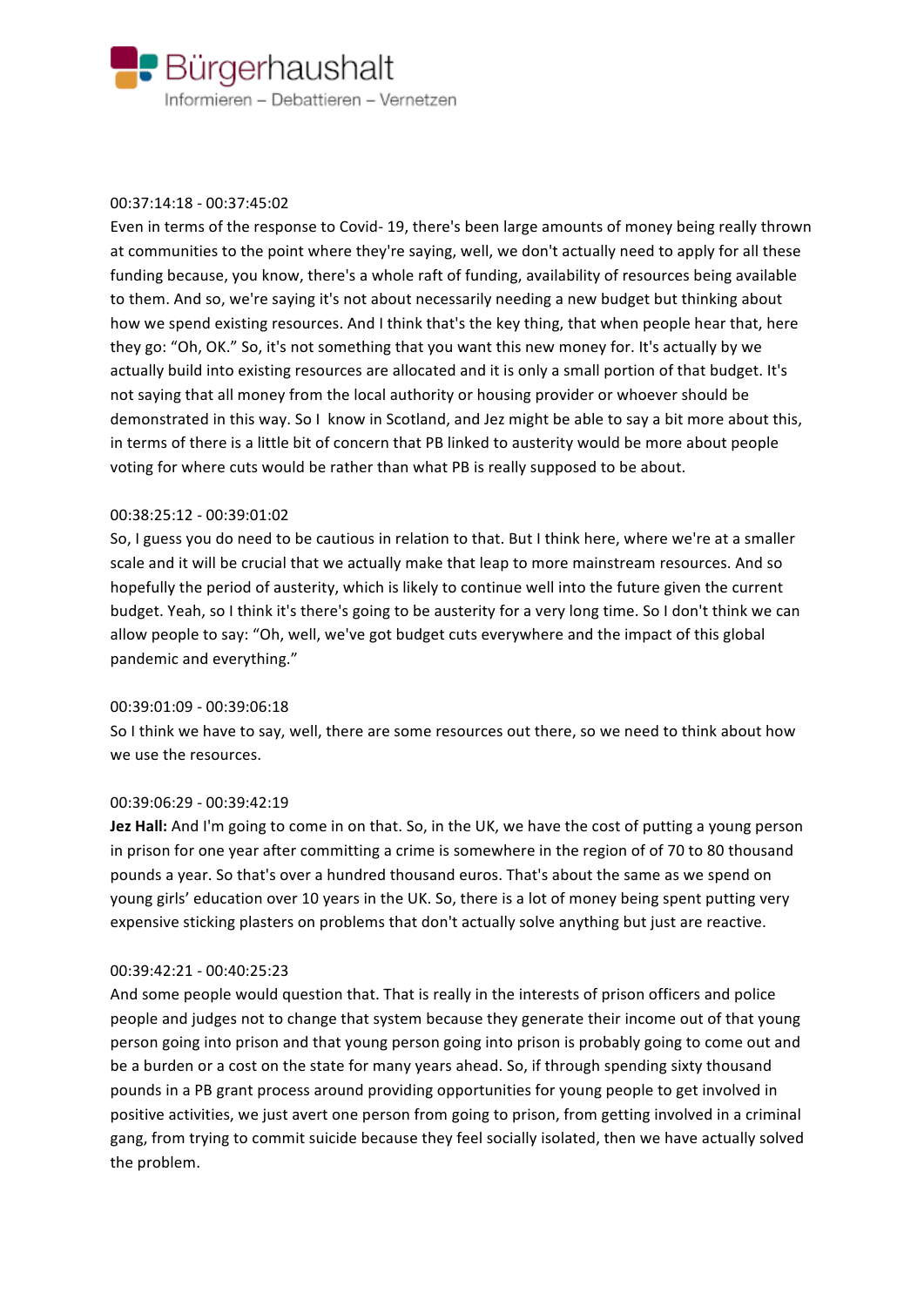00:37:14:18 - 00:37:45:02

Even in terms of the response to Covid- 19, there's been large amounts of money being really thrown at communities to the point where they're saying, well, we don't actually need to apply for all these funding because, you know, there's a whole raft of funding, availability of resources being available to them. And so, we're saying it's not about necessarily needing a new budget but thinking about how we spend existing resources. And I think that's the key thing, that when people hear that, here they go: "Oh, OK." So, it's not something that you want this new money for. It's actually by we actually build into existing resources are allocated and it is only a small portion of that budget. It's not saying that all money from the local authority or housing provider or whoever should be demonstrated in this way. So I know in Scotland, and Jez might be able to say a bit more about this, in terms of there is a little bit of concern that PB linked to austerity would be more about people voting for where cuts would be rather than what PB is really supposed to be about.

00:38:25:12 - 00:39:01:02

So, I guess you do need to be cautious in relation to that. But I think here, where we're at a smaller scale and it will be crucial that we actually make that leap to more mainstream resources. And so hopefully the period of austerity, which is likely to continue well into the future given the current budget. Yeah, so I think it's there's going to be austerity for a very long time. So I don't think we can allow people to say: "Oh, well, we've got budget cuts everywhere and the impact of this global pandemic and everything."

00:39:01:09 - 00:39:06:18

So I think we have to say, well, there are some resources out there, so we need to think about how we use the resources.

00:39:06:29 - 00:39:42:19

**Jez Hall:** And I'm going to come in on that. So, in the UK, we have the cost of putting a young person in prison for one year after committing a crime is somewhere in the region of of 70 to 80 thousand pounds a year. So that's over a hundred thousand euros. That's about the same as we spend on young girls' education over 10 years in the UK. So, there is a lot of money being spent putting very expensive sticking plasters on problems that don't actually solve anything but just are reactive.

00:39:42:21 - 00:40:25:23

And some people would question that. That is really in the interests of prison officers and police people and judges not to change that system because they generate their income out of that young person going into prison and that young person going into prison is probably going to come out and be a burden or a cost on the state for many years ahead. So, if through spending sixty thousand pounds in a PB grant process around providing opportunities for young people to get involved in positive activities, we just avert one person from going to prison, from getting involved in a criminal gang, from trying to commit suicide because they feel socially isolated, then we have actually solved the problem.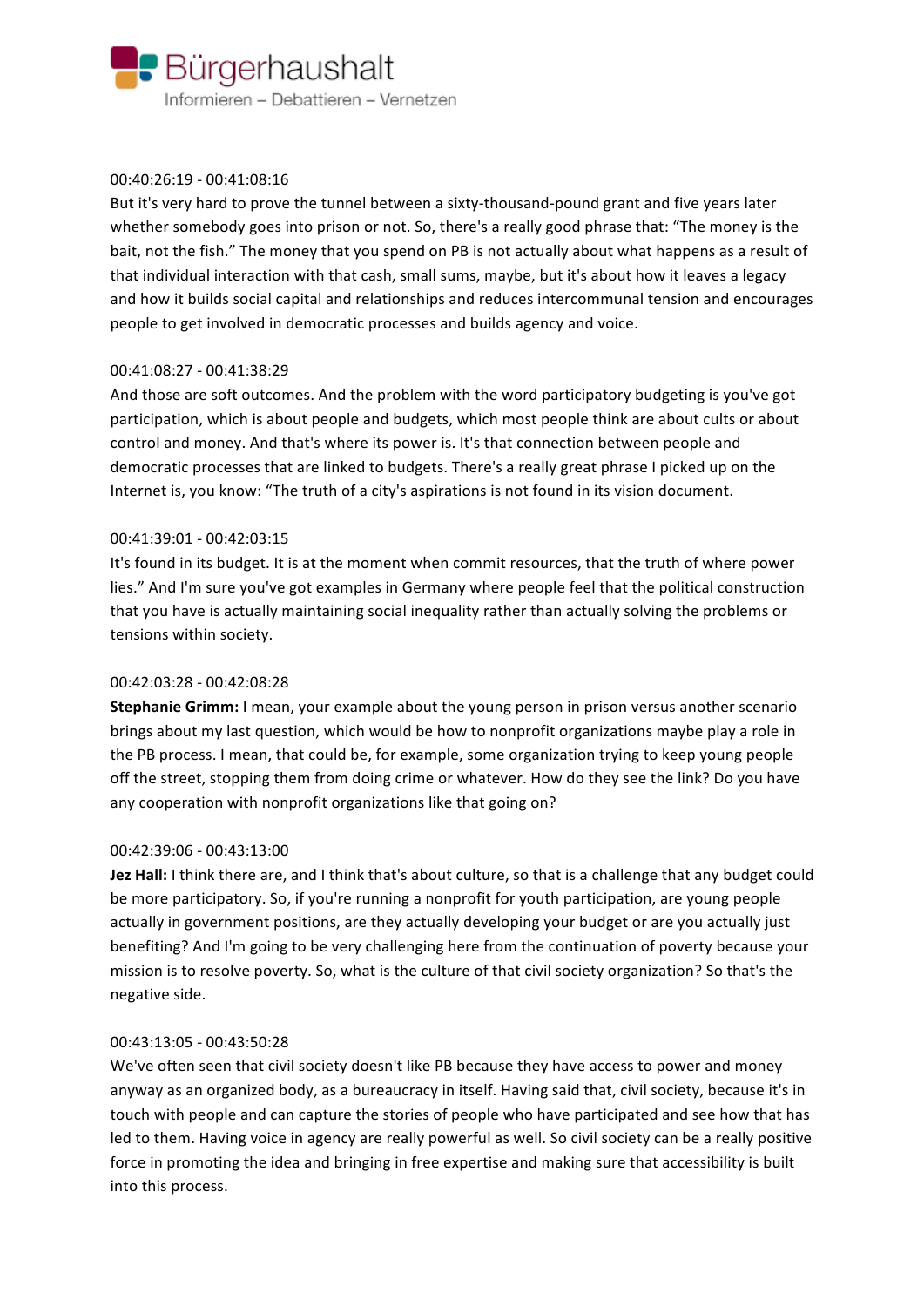00:40:26:19 - 00:41:08:16

But it's very hard to prove the tunnel between a sixty-thousand-pound grant and five years later whether somebody goes into prison or not. So, there's a really good phrase that: "The money is the bait, not the fish." The money that you spend on PB is not actually about what happens as a result of that individual interaction with that cash, small sums, maybe, but it's about how it leaves a legacy and how it builds social capital and relationships and reduces intercommunal tension and encourages people to get involved in democratic processes and builds agency and voice.

00:41:08:27 - 00:41:38:29

And those are soft outcomes. And the problem with the word participatory budgeting is you've got participation, which is about people and budgets, which most people think are about cults or about control and money. And that's where its power is. It's that connection between people and democratic processes that are linked to budgets. There's a really great phrase I picked up on the Internet is, you know: "The truth of a city's aspirations is not found in its vision document.

00:41:39:01 - 00:42:03:15

It's found in its budget. It is at the moment when commit resources, that the truth of where power lies." And I'm sure you've got examples in Germany where people feel that the political construction that you have is actually maintaining social inequality rather than actually solving the problems or tensions within society.

00:42:03:28 - 00:42:08:28

**Stephanie Grimm:** I mean, your example about the young person in prison versus another scenario brings about my last question, which would be how to nonprofit organizations maybe play a role in the PB process. I mean, that could be, for example, some organization trying to keep young people off the street, stopping them from doing crime or whatever. How do they see the link? Do you have any cooperation with nonprofit organizations like that going on?

00:42:39:06 - 00:43:13:00

**Jez Hall:** I think there are, and I think that's about culture, so that is a challenge that any budget could be more participatory. So, if you're running a nonprofit for youth participation, are young people actually in government positions, are they actually developing your budget or are you actually just benefiting? And I'm going to be very challenging here from the continuation of poverty because your mission is to resolve poverty. So, what is the culture of that civil society organization? So that's the negative side.

00:43:13:05 - 00:43:50:28

We've often seen that civil society doesn't like PB because they have access to power and money anyway as an organized body, as a bureaucracy in itself. Having said that, civil society, because it's in touch with people and can capture the stories of people who have participated and see how that has led to them. Having voice in agency are really powerful as well. So civil society can be a really positive force in promoting the idea and bringing in free expertise and making sure that accessibility is built into this process.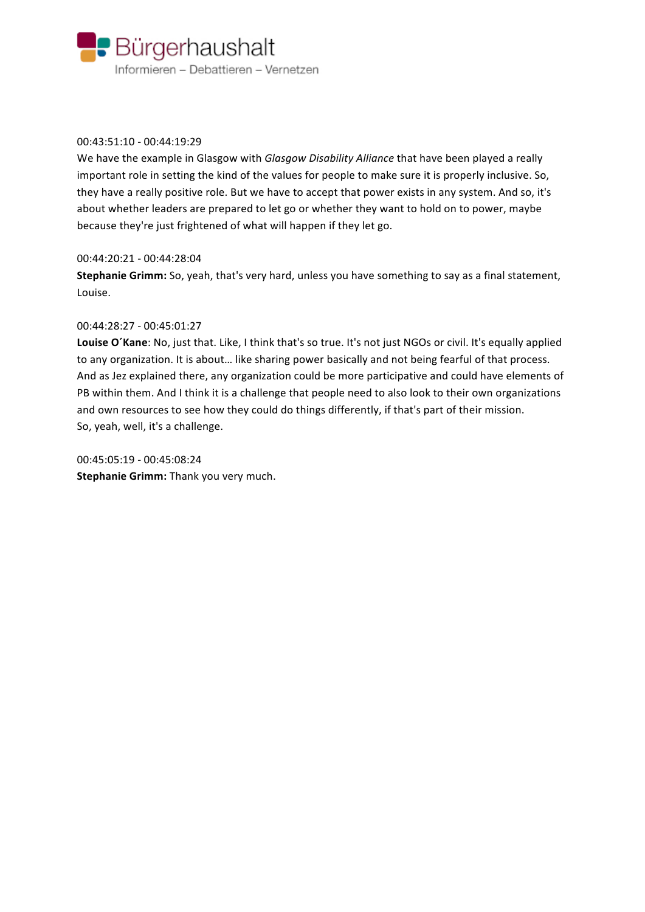00:43:51:10 - 00:44:19:29

We have the example in Glasgow with *Glasgow Disability Alliance* that have been played a really important role in setting the kind of the values for people to make sure it is properly inclusive. So, they have a really positive role. But we have to accept that power exists in any system. And so, it's about whether leaders are prepared to let go or whether they want to hold on to power, maybe because they're just frightened of what will happen if they let go.

00:44:20:21 - 00:44:28:04

**Stephanie Grimm:** So, yeah, that's very hard, unless you have something to say as a final statement, Louise.

00:44:28:27 - 00:45:01:27

**Louise O´Kane**: No, just that. Like, I think that's so true. It's not just NGOs or civil. It's equally applied to any organization. It is about… like sharing power basically and not being fearful of that process. And as Jez explained there, any organization could be more participative and could have elements of PB within them. And I think it is a challenge that people need to also look to their own organizations and own resources to see how they could do things differently, if that's part of their mission. So, yeah, well, it's a challenge.

00:45:05:19 - 00:45:08:24

**Stephanie Grimm:** Thank you very much.